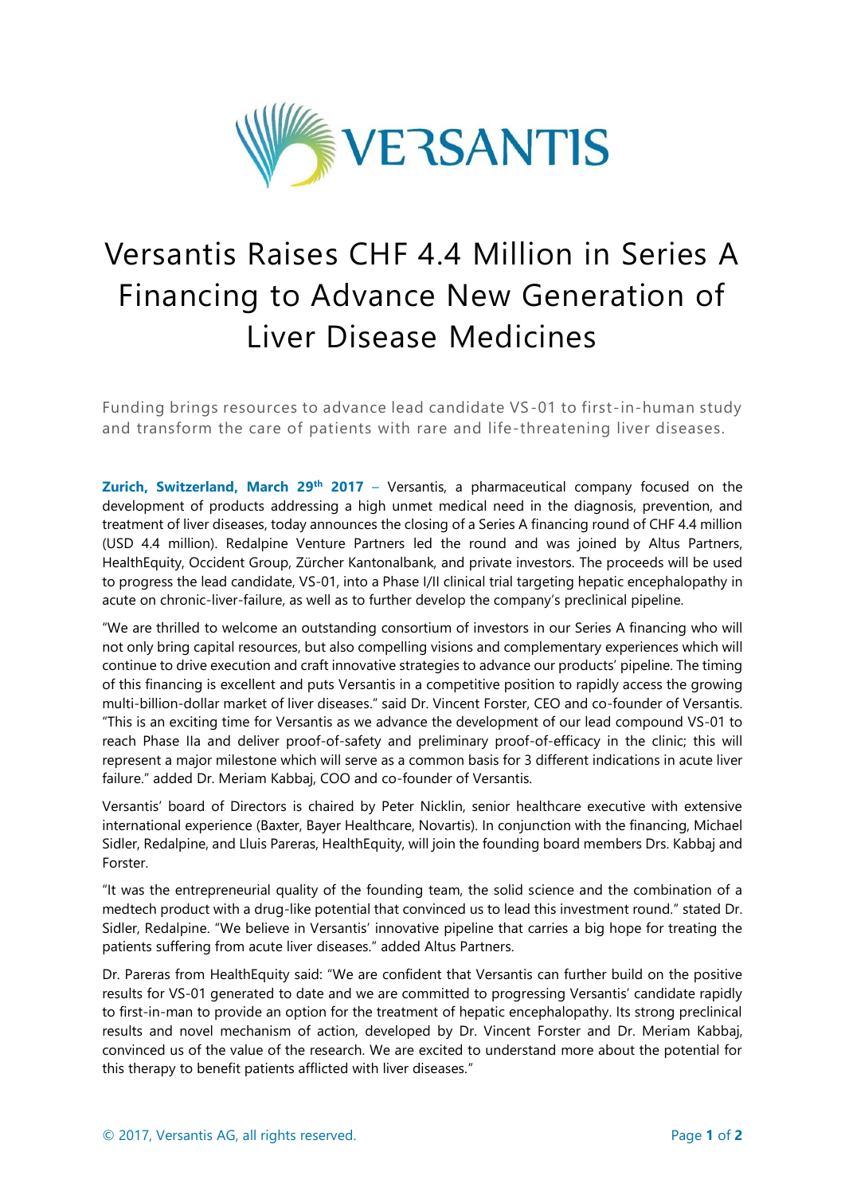# Versantis Raises CHF 4.4 Million in Series A Financing to Advance New Generation of Liver Disease Medicines

Funding brings resources to advance lead candidate VS-01 to first-in-human study and transform the care of patients with rare and life-threatening liver diseases.

**Zurich, Switzerland, March 29th 2017** – Versantis, a pharmaceutical company focused on the development of products addressing a high unmet medical need in the diagnosis, prevention, and treatment of liver diseases, today announces the closing of a Series A financing round of CHF 4.4 million (USD 4.4 million). Redalpine Venture Partners led the round and was joined by Altus Partners, HealthEquity, Occident Group, Zürcher Kantonalbank, and private investors. The proceeds will be used to progress the lead candidate, VS-01, into a Phase I/II clinical trial targeting hepatic encephalopathy in acute on chronic-liver-failure, as well as to further develop the company's preclinical pipeline.

"We are thrilled to welcome an outstanding consortium of investors in our Series A financing who will not only bring capital resources, but also compelling visions and complementary experiences which will continue to drive execution and craft innovative strategies to advance our products' pipeline. The timing of this financing is excellent and puts Versantis in a competitive position to rapidly access the growing multi-billion-dollar market of liver diseases." said Dr. Vincent Forster, CEO and co-founder of Versantis. "This is an exciting time for Versantis as we advance the development of our lead compound VS-01 to reach Phase IIa and deliver proof-of-safety and preliminary proof-of-efficacy in the clinic; this will represent a major milestone which will serve as a common basis for 3 different indications in acute liver failure." added Dr. Meriam Kabbaj, COO and co-founder of Versantis.

Versantis' board of Directors is chaired by Peter Nicklin, senior healthcare executive with extensive international experience (Baxter, Bayer Healthcare, Novartis). In conjunction with the financing, Michael Sidler, Redalpine, and Lluis Pareras, HealthEquity, will join the founding board members Drs. Kabbaj and Forster.

"It was the entrepreneurial quality of the founding team, the solid science and the combination of a medtech product with a drug-like potential that convinced us to lead this investment round." stated Dr. Sidler, Redalpine. "We believe in Versantis' innovative pipeline that carries a big hope for treating the patients suffering from acute liver diseases." added Altus Partners.

Dr. Pareras from HealthEquity said: "We are confident that Versantis can further build on the positive results for VS-01 generated to date and we are committed to progressing Versantis' candidate rapidly to first-in-man to provide an option for the treatment of hepatic encephalopathy. Its strong preclinical results and novel mechanism of action, developed by Dr. Vincent Forster and Dr. Meriam Kabbaj, convinced us of the value of the research. We are excited to understand more about the potential for this therapy to benefit patients afflicted with liver diseases."

© 2017, Versantis AG, all rights reserved.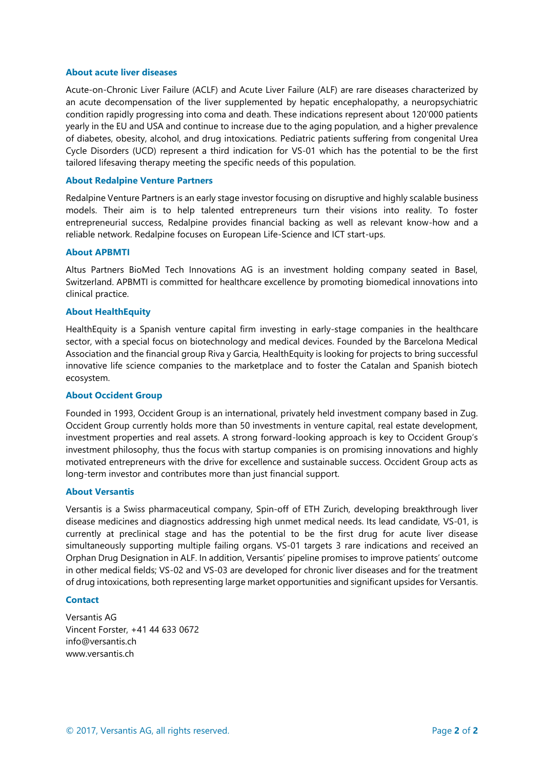### About acute liver diseases

Acute-on-Chronic Liver Failure (ACLF) and Acute Liver Failure (ALF) are rare diseases characterized by an acute decompensation of the liver supplemented by hepatic encephalopathy, a neuropsychiatric condition rapidly progressing into coma and death. These indications represent about 120'000 patients yearly in the EU and USA and continue to increase due to the aging population, and a higher prevalence of diabetes, obesity, alcohol, and drug intoxications. Pediatric patients suffering from congenital Urea Cycle Disorders (UCD) represent a third indication for VS-01 which has the potential to be the first tailored lifesaving therapy meeting the specific needs of this population.

### About Redalpine Venture Partners

Redalpine Venture Partners is an early stage investor focusing on disruptive and highly scalable business models. Their aim is to help talented entrepreneurs turn their visions into reality. To foster entrepreneurial success, Redalpine provides financial backing as well as relevant know-how and a reliable network. Redalpine focuses on European Life-Science and ICT start-ups.

### About APBMTI

Altus Partners BioMed Tech Innovations AG is an investment holding company seated in Basel, Switzerland. APBMTI is committed for healthcare excellence by promoting biomedical innovations into clinical practice.

### About HealthEquity

HealthEquity is a Spanish venture capital firm investing in early-stage companies in the healthcare sector, with a special focus on biotechnology and medical devices. Founded by the Barcelona Medical Association and the financial group Riva y Garcia, HealthEquity is looking for projects to bring successful innovative life science companies to the marketplace and to foster the Catalan and Spanish biotech ecosystem.

### About Occident Group

Founded in 1993, Occident Group is an international, privately held investment company based in Zug. Occident Group currently holds more than 50 investments in venture capital, real estate development, investment properties and real assets. A strong forward-looking approach is key to Occident Group's investment philosophy, thus the focus with startup companies is on promising innovations and highly motivated entrepreneurs with the drive for excellence and sustainable success. Occident Group acts as long-term investor and contributes more than just financial support.

### About Versantis

Versantis is a Swiss pharmaceutical company, Spin-off of ETH Zurich, developing breakthrough liver disease medicines and diagnostics addressing high unmet medical needs. Its lead candidate, VS-01, is currently at preclinical stage and has the potential to be the first drug for acute liver disease simultaneously supporting multiple failing organs. VS-01 targets 3 rare indications and received an Orphan Drug Designation in ALF. In addition, Versantis' pipeline promises to improve patients' outcome in other medical fields; VS-02 and VS-03 are developed for chronic liver diseases and for the treatment of drug intoxications, both representing large market opportunities and significant upsides for Versantis.

### Contact

Versantis AG
Vincent Forster, +41 44 633 0672
info@versantis.ch
www.versantis.ch

© 2017, Versantis AG, all rights reserved.